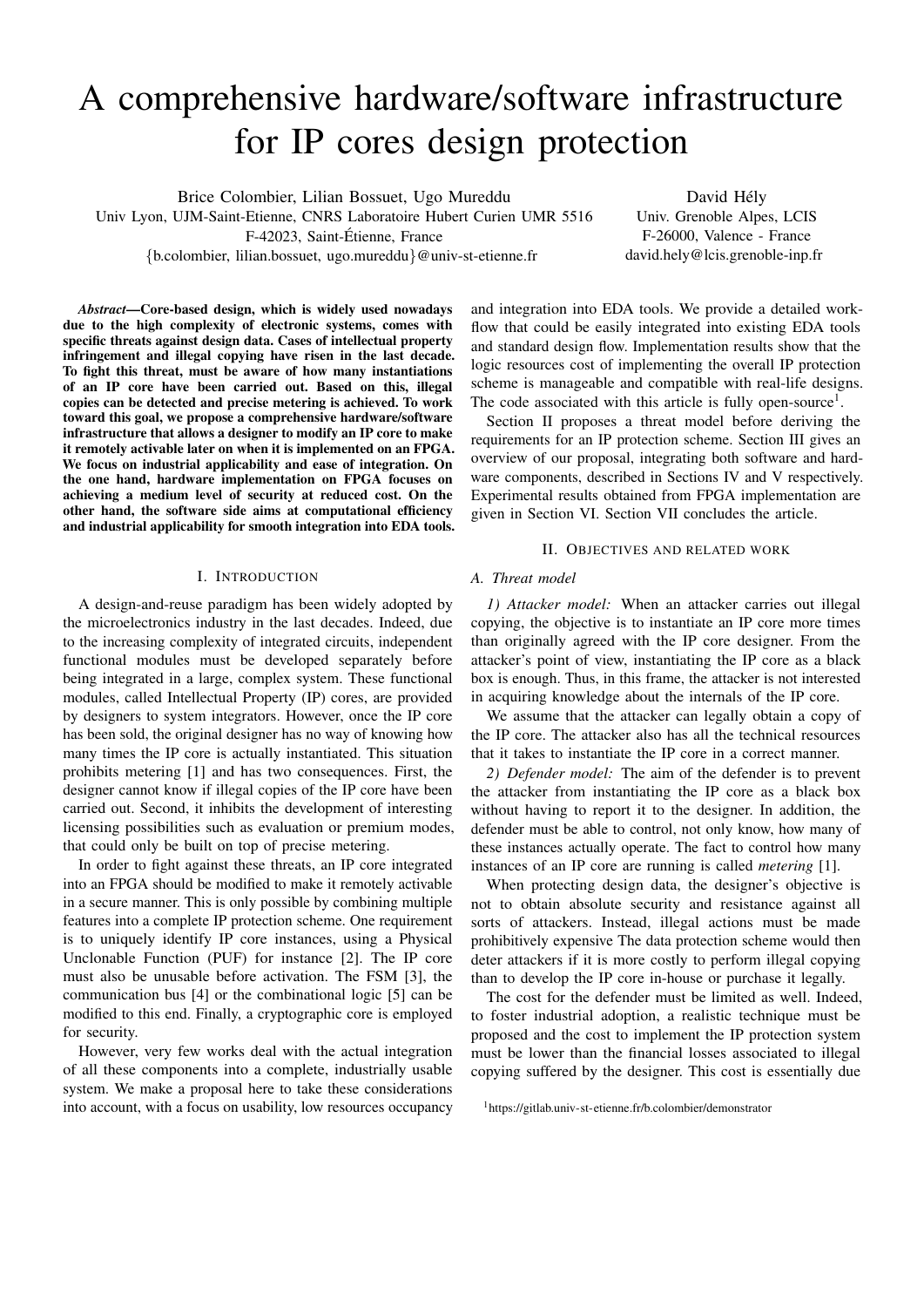# A comprehensive hardware/software infrastructure for IP cores design protection

Brice Colombier, Lilian Bossuet, Ugo Mureddu
Univ Lyon, UJM-Saint-Etienne, CNRS Laboratoire Hubert Curien UMR 5516
F-42023, Saint-Étienne, France
{b.colombier, lilian.bossuet, ugo.mureddu}@univ-st-etienne.fr

David Hély
Univ. Grenoble Alpes, LCIS
F-26000, Valence - France
david.hely@lcis.grenoble-inp.fr

***Abstract*—Core-based design, which is widely used nowadays due to the high complexity of electronic systems, comes with specific threats against design data. Cases of intellectual property infringement and illegal copying have risen in the last decade. To fight this threat, must be aware of how many instantiations of an IP core have been carried out. Based on this, illegal copies can be detected and precise metering is achieved. To work toward this goal, we propose a comprehensive hardware/software infrastructure that allows a designer to modify an IP core to make it remotely activable later on when it is implemented on an FPGA. We focus on industrial applicability and ease of integration. On the one hand, hardware implementation on FPGA focuses on achieving a medium level of security at reduced cost. On the other hand, the software side aims at computational efficiency and industrial applicability for smooth integration into EDA tools.**

## I. Introduction

A design-and-reuse paradigm has been widely adopted by the microelectronics industry in the last decades. Indeed, due to the increasing complexity of integrated circuits, independent functional modules must be developed separately before being integrated in a large, complex system. These functional modules, called Intellectual Property (IP) cores, are provided by designers to system integrators. However, once the IP core has been sold, the original designer has no way of knowing how many times the IP core is actually instantiated. This situation prohibits metering [1] and has two consequences. First, the designer cannot know if illegal copies of the IP core have been carried out. Second, it inhibits the development of interesting licensing possibilities such as evaluation or premium modes, that could only be built on top of precise metering.

In order to fight against these threats, an IP core integrated into an FPGA should be modified to make it remotely activable in a secure manner. This is only possible by combining multiple features into a complete IP protection scheme. One requirement is to uniquely identify IP core instances, using a Physical Unclonable Function (PUF) for instance [2]. The IP core must also be unusable before activation. The FSM [3], the communication bus [4] or the combinational logic [5] can be modified to this end. Finally, a cryptographic core is employed for security.

However, very few works deal with the actual integration of all these components into a complete, industrially usable system. We make a proposal here to take these considerations into account, with a focus on usability, low resources occupancy and integration into EDA tools. We provide a detailed workflow that could be easily integrated into existing EDA tools and standard design flow. Implementation results show that the logic resources cost of implementing the overall IP protection scheme is manageable and compatible with real-life designs. The code associated with this article is fully open-source[1].

Section II proposes a threat model before deriving the requirements for an IP protection scheme. Section III gives an overview of our proposal, integrating both software and hardware components, described in Sections IV and V respectively. Experimental results obtained from FPGA implementation are given in Section VI. Section VII concludes the article.

## II. Objectives and related work

### A. Threat model

*1) Attacker model:* When an attacker carries out illegal copying, the objective is to instantiate an IP core more times than originally agreed with the IP core designer. From the attacker's point of view, instantiating the IP core as a black box is enough. Thus, in this frame, the attacker is not interested in acquiring knowledge about the internals of the IP core.

We assume that the attacker can legally obtain a copy of the IP core. The attacker also has all the technical resources that it takes to instantiate the IP core in a correct manner.

*2) Defender model:* The aim of the defender is to prevent the attacker from instantiating the IP core as a black box without having to report it to the designer. In addition, the defender must be able to control, not only know, how many of these instances actually operate. The fact to control how many instances of an IP core are running is called *metering* [1].

When protecting design data, the designer's objective is not to obtain absolute security and resistance against all sorts of attackers. Instead, illegal actions must be made prohibitively expensive The data protection scheme would then deter attackers if it is more costly to perform illegal copying than to develop the IP core in-house or purchase it legally.

The cost for the defender must be limited as well. Indeed, to foster industrial adoption, a realistic technique must be proposed and the cost to implement the IP protection system must be lower than the financial losses associated to illegal copying suffered by the designer. This cost is essentially due

[1] https://gitlab.univ-st-etienne.fr/b.colombier/demonstrator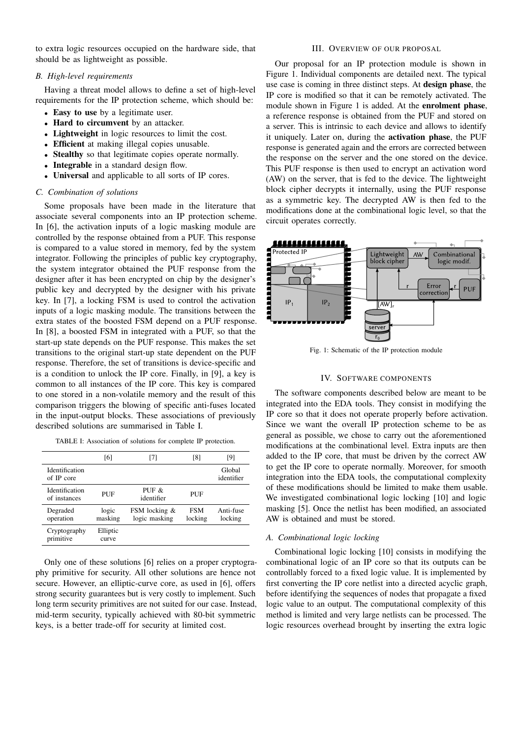to extra logic resources occupied on the hardware side, that should be as lightweight as possible.

### B. High-level requirements

Having a threat model allows to define a set of high-level requirements for the IP protection scheme, which should be:

- **Easy to use** by a legitimate user.
- **Hard to circumvent** by an attacker.
- **Lightweight** in logic resources to limit the cost.
- **Efficient** at making illegal copies unusable.
- **Stealthy** so that legitimate copies operate normally.
- **Integrable** in a standard design flow.
- **Universal** and applicable to all sorts of IP cores.

### C. Combination of solutions

Some proposals have been made in the literature that associate several components into an IP protection scheme. In [6], the activation inputs of a logic masking module are controlled by the response obtained from a PUF. This response is compared to a value stored in memory, fed by the system integrator. Following the principles of public key cryptography, the system integrator obtained the PUF response from the designer after it has been encrypted on chip by the designer's public key and decrypted by the designer with his private key. In [7], a locking FSM is used to control the activation inputs of a logic masking module. The transitions between the extra states of the boosted FSM depend on a PUF response. In [8], a boosted FSM in integrated with a PUF, so that the start-up state depends on the PUF response. This makes the set transitions to the original start-up state dependent on the PUF response. Therefore, the set of transitions is device-specific and is a condition to unlock the IP core. Finally, in [9], a key is common to all instances of the IP core. This key is compared to one stored in a non-volatile memory and the result of this comparison triggers the blowing of specific anti-fuses located in the input-output blocks. These associations of previously described solutions are summarised in Table I.

TABLE I: Association of solutions for complete IP protection.

| | [6] | [7] | [8] | [9] |
|---|---|---|---|---|
| Identification of IP core | | | | Global identifier |
| Identification of instances | PUF | PUF & identifier | PUF | |
| Degraded operation | logic masking | FSM locking & logic masking | FSM locking | Anti-fuse locking |
| Cryptography primitive | Elliptic curve | | | |

Only one of these solutions [6] relies on a proper cryptography primitive for security. All other solutions are hence not secure. However, an elliptic-curve core, as used in [6], offers strong security guarantees but is very costly to implement. Such long term security primitives are not suited for our case. Instead, mid-term security, typically achieved with 80-bit symmetric keys, is a better trade-off for security at limited cost.

## III. Overview of our proposal

Our proposal for an IP protection module is shown in Figure 1. Individual components are detailed next. The typical use case is coming in three distinct steps. At **design phase**, the IP core is modified so that it can be remotely activated. The module shown in Figure 1 is added. At the **enrolment phase**, a reference response is obtained from the PUF and stored on a server. This is intrinsic to each device and allows to identify it uniquely. Later on, during the **activation phase**, the PUF response is generated again and the errors are corrected between the response on the server and the one stored on the device. This PUF response is then used to encrypt an activation word (AW) on the server, that is fed to the device. The lightweight block cipher decrypts it internally, using the PUF response as a symmetric key. The decrypted AW is then fed to the modifications done at the combinational logic level, so that the circuit operates correctly.

Fig. 1: Schematic of the IP protection module

## IV. Software components

The software components described below are meant to be integrated into the EDA tools. They consist in modifying the IP core so that it does not operate properly before activation. Since we want the overall IP protection scheme to be as general as possible, we chose to carry out the aforementioned modifications at the combinational level. Extra inputs are then added to the IP core, that must be driven by the correct AW to get the IP core to operate normally. Moreover, for smooth integration into the EDA tools, the computational complexity of these modifications should be limited to make them usable. We investigated combinational logic locking [10] and logic masking [5]. Once the netlist has been modified, an associated AW is obtained and must be stored.

### A. Combinational logic locking

Combinational logic locking [10] consists in modifying the combinational logic of an IP core so that its outputs can be controllably forced to a fixed logic value. It is implemented by first converting the IP core netlist into a directed acyclic graph, before identifying the sequences of nodes that propagate a fixed logic value to an output. The computational complexity of this method is limited and very large netlists can be processed. The logic resources overhead brought by inserting the extra logic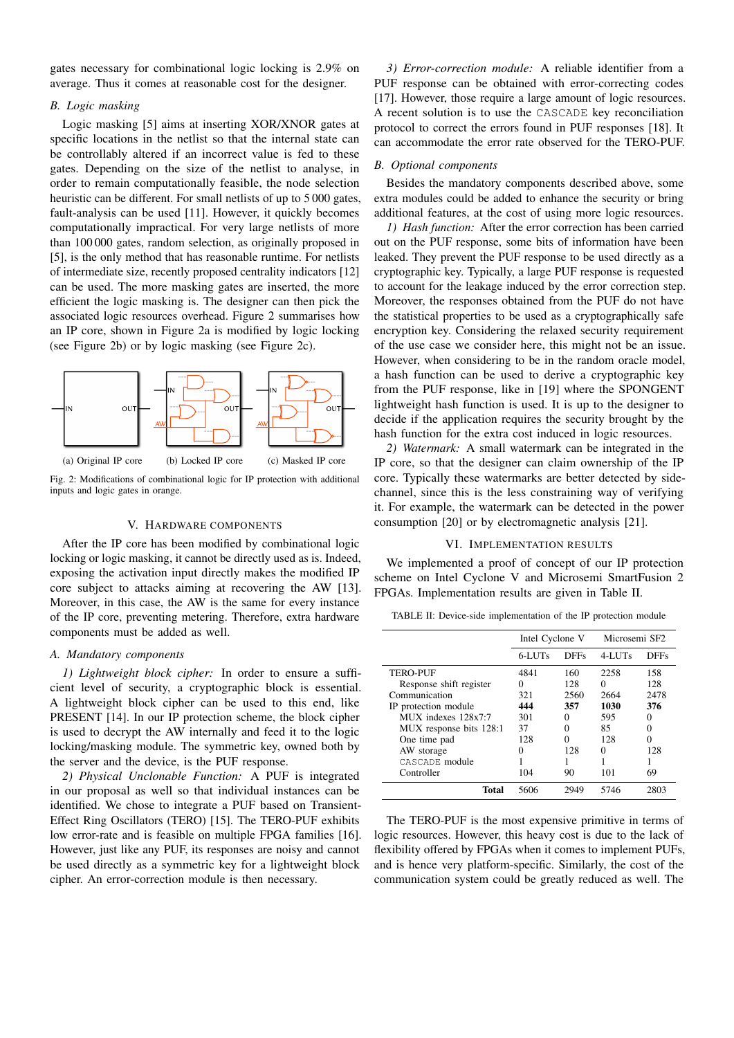gates necessary for combinational logic locking is 2.9% on average. Thus it comes at reasonable cost for the designer.

### B. Logic masking

Logic masking [5] aims at inserting XOR/XNOR gates at specific locations in the netlist so that the internal state can be controllably altered if an incorrect value is fed to these gates. Depending on the size of the netlist to analyse, in order to remain computationally feasible, the node selection heuristic can be different. For small netlists of up to 5 000 gates, fault-analysis can be used [11]. However, it quickly becomes computationally impractical. For very large netlists of more than 100 000 gates, random selection, as originally proposed in [5], is the only method that has reasonable runtime. For netlists of intermediate size, recently proposed centrality indicators [12] can be used. The more masking gates are inserted, the more efficient the logic masking is. The designer can then pick the associated logic resources overhead. Figure 2 summarises how an IP core, shown in Figure 2a is modified by logic locking (see Figure 2b) or by logic masking (see Figure 2c).

(a) Original IP core (b) Locked IP core (c) Masked IP core

Fig. 2: Modifications of combinational logic for IP protection with additional inputs and logic gates in orange.

## V. Hardware components

After the IP core has been modified by combinational logic locking or logic masking, it cannot be directly used as is. Indeed, exposing the activation input directly makes the modified IP core subject to attacks aiming at recovering the AW [13]. Moreover, in this case, the AW is the same for every instance of the IP core, preventing metering. Therefore, extra hardware components must be added as well.

### A. Mandatory components

*1) Lightweight block cipher:* In order to ensure a sufficient level of security, a cryptographic block is essential. A lightweight block cipher can be used to this end, like PRESENT [14]. In our IP protection scheme, the block cipher is used to decrypt the AW internally and feed it to the logic locking/masking module. The symmetric key, owned both by the server and the device, is the PUF response.

*2) Physical Unclonable Function:* A PUF is integrated in our proposal as well so that individual instances can be identified. We chose to integrate a PUF based on Transient-Effect Ring Oscillators (TERO) [15]. The TERO-PUF exhibits low error-rate and is feasible on multiple FPGA families [16]. However, just like any PUF, its responses are noisy and cannot be used directly as a symmetric key for a lightweight block cipher. An error-correction module is then necessary.

*3) Error-correction module:* A reliable identifier from a PUF response can be obtained with error-correcting codes [17]. However, those require a large amount of logic resources. A recent solution is to use the CASCADE key reconciliation protocol to correct the errors found in PUF responses [18]. It can accommodate the error rate observed for the TERO-PUF.

### B. Optional components

Besides the mandatory components described above, some extra modules could be added to enhance the security or bring additional features, at the cost of using more logic resources.

*1) Hash function:* After the error correction has been carried out on the PUF response, some bits of information have been leaked. They prevent the PUF response to be used directly as a cryptographic key. Typically, a large PUF response is requested to account for the leakage induced by the error correction step. Moreover, the responses obtained from the PUF do not have the statistical properties to be used as a cryptographically safe encryption key. Considering the relaxed security requirement of the use case we consider here, this might not be an issue. However, when considering to be in the random oracle model, a hash function can be used to derive a cryptographic key from the PUF response, like in [19] where the SPONGENT lightweight hash function is used. It is up to the designer to decide if the application requires the security brought by the hash function for the extra cost induced in logic resources.

*2) Watermark:* A small watermark can be integrated in the IP core, so that the designer can claim ownership of the IP core. Typically these watermarks are better detected by side-channel, since this is the less constraining way of verifying it. For example, the watermark can be detected in the power consumption [20] or by electromagnetic analysis [21].

## VI. Implementation results

We implemented a proof of concept of our IP protection scheme on Intel Cyclone V and Microsemi SmartFusion 2 FPGAs. Implementation results are given in Table II.

TABLE II: Device-side implementation of the IP protection module

| | Intel Cyclone V | | Microsemi SF2 | |
|---|---|---|---|---|
| | 6-LUTs | DFFs | 4-LUTs | DFFs |
| TERO-PUF | 4841 | 160 | 2258 | 158 |
| Response shift register | 0 | 128 | 0 | 128 |
| Communication | 321 | 2560 | 2664 | 2478 |
| IP protection module | **444** | **357** | **1030** | **376** |
| MUX indexes 128x7:7 | 301 | 0 | 595 | 0 |
| MUX response bits 128:1 | 37 | 0 | 85 | 0 |
| One time pad | 128 | 0 | 128 | 0 |
| AW storage | 0 | 128 | 0 | 128 |
| CASCADE module | 1 | 1 | 1 | 1 |
| Controller | 104 | 90 | 101 | 69 |
| **Total** | 5606 | 2949 | 5746 | 2803 |

The TERO-PUF is the most expensive primitive in terms of logic resources. However, this heavy cost is due to the lack of flexibility offered by FPGAs when it comes to implement PUFs, and is hence very platform-specific. Similarly, the cost of the communication system could be greatly reduced as well. The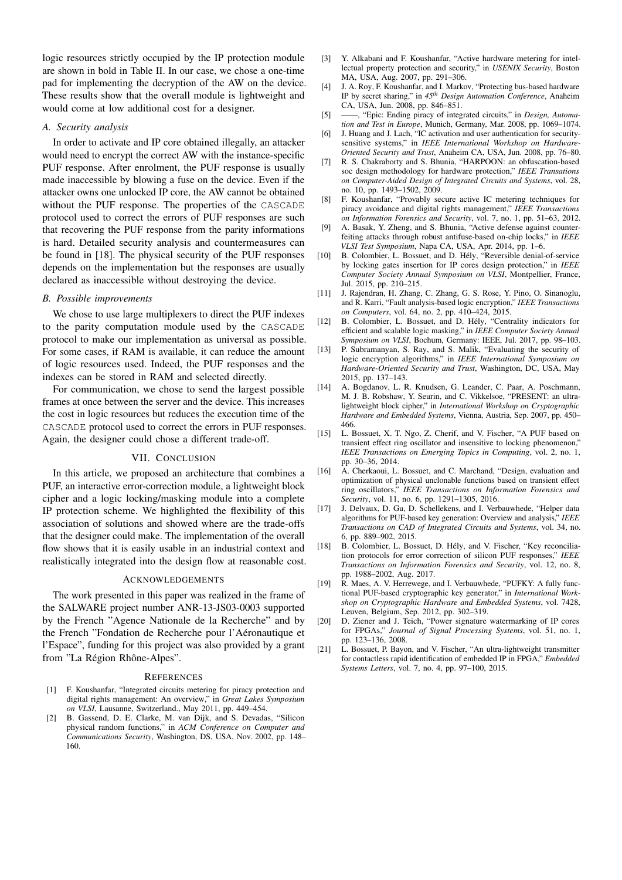logic resources strictly occupied by the IP protection module are shown in bold in Table II. In our case, we chose a one-time pad for implementing the decryption of the AW on the device. These results show that the overall module is lightweight and would come at low additional cost for a designer.

### A. Security analysis

In order to activate and IP core obtained illegally, an attacker would need to encrypt the correct AW with the instance-specific PUF response. After enrolment, the PUF response is usually made inaccessible by blowing a fuse on the device. Even if the attacker owns one unlocked IP core, the AW cannot be obtained without the PUF response. The properties of the CASCADE protocol used to correct the errors of PUF responses are such that recovering the PUF response from the parity informations is hard. Detailed security analysis and countermeasures can be found in [18]. The physical security of the PUF responses depends on the implementation but the responses are usually declared as inaccessible without destroying the device.

### B. Possible improvements

We chose to use large multiplexers to direct the PUF indexes to the parity computation module used by the CASCADE protocol to make our implementation as universal as possible. For some cases, if RAM is available, it can reduce the amount of logic resources used. Indeed, the PUF responses and the indexes can be stored in RAM and selected directly.

For communication, we chose to send the largest possible frames at once between the server and the device. This increases the cost in logic resources but reduces the execution time of the CASCADE protocol used to correct the errors in PUF responses. Again, the designer could chose a different trade-off.

## VII. Conclusion

In this article, we proposed an architecture that combines a PUF, an interactive error-correction module, a lightweight block cipher and a logic locking/masking module into a complete IP protection scheme. We highlighted the flexibility of this association of solutions and showed where are the trade-offs that the designer could make. The implementation of the overall flow shows that it is easily usable in an industrial context and realistically integrated into the design flow at reasonable cost.

## Acknowledgements

The work presented in this paper was realized in the frame of the SALWARE project number ANR-13-JS03-0003 supported by the French "Agence Nationale de la Recherche" and by the French "Fondation de Recherche pour l'Aéronautique et l'Espace", funding for this project was also provided by a grant from "La Région Rhône-Alpes".

## References

[1] F. Koushanfar, "Integrated circuits metering for piracy protection and digital rights management: An overview," in *Great Lakes Symposium on VLSI*, Lausanne, Switzerland., May 2011, pp. 449–454.

[2] B. Gassend, D. E. Clarke, M. van Dijk, and S. Devadas, "Silicon physical random functions," in *ACM Conference on Computer and Communications Security*, Washington, DS, USA, Nov. 2002, pp. 148–160.

[3] Y. Alkabani and F. Koushanfar, "Active hardware metering for intellectual property protection and security," in *USENIX Security*, Boston MA, USA, Aug. 2007, pp. 291–306.

[4] J. A. Roy, F. Koushanfar, and I. Markov, "Protecting bus-based hardware IP by secret sharing," in *45th Design Automation Conference*, Anaheim CA, USA, Jun. 2008, pp. 846–851.

[5] ——, "Epic: Ending piracy of integrated circuits," in *Design, Automation and Test in Europe*, Munich, Germany, Mar. 2008, pp. 1069–1074.

[6] J. Huang and J. Lach, "IC activation and user authentication for security-sensitive systems," in *IEEE International Workshop on Hardware-Oriented Security and Trust*, Anaheim CA, USA, Jun. 2008, pp. 76–80.

[7] R. S. Chakraborty and S. Bhunia, "HARPOON: an obfuscation-based soc design methodology for hardware protection," *IEEE Transations on Computer-Aided Design of Integrated Circuits and Systems*, vol. 28, no. 10, pp. 1493–1502, 2009.

[8] F. Koushanfar, "Provably secure active IC metering techniques for piracy avoidance and digital rights management," *IEEE Transactions on Information Forensics and Security*, vol. 7, no. 1, pp. 51–63, 2012.

[9] A. Basak, Y. Zheng, and S. Bhunia, "Active defense against counterfeiting attacks through robust antifuse-based on-chip locks," in *IEEE VLSI Test Symposium*, Napa CA, USA, Apr. 2014, pp. 1–6.

[10] B. Colombier, L. Bossuet, and D. Hély, "Reversible denial-of-service by locking gates insertion for IP cores design protection," in *IEEE Computer Society Annual Symposium on VLSI*, Montpellier, France, Jul. 2015, pp. 210–215.

[11] J. Rajendran, H. Zhang, C. Zhang, G. S. Rose, Y. Pino, O. Sinanoglu, and R. Karri, "Fault analysis-based logic encryption," *IEEE Transactions on Computers*, vol. 64, no. 2, pp. 410–424, 2015.

[12] B. Colombier, L. Bossuet, and D. Hély, "Centrality indicators for efficient and scalable logic masking," in *IEEE Computer Society Annual Symposium on VLSI*, Bochum, Germany: IEEE, Jul. 2017, pp. 98–103.

[13] P. Subramanyan, S. Ray, and S. Malik, "Evaluating the security of logic encryption algorithms," in *IEEE International Symposium on Hardware-Oriented Security and Trust*, Washington, DC, USA, May 2015, pp. 137–143.

[14] A. Bogdanov, L. R. Knudsen, G. Leander, C. Paar, A. Poschmann, M. J. B. Robshaw, Y. Seurin, and C. Vikkelsoe, "PRESENT: an ultra-lightweight block cipher," in *International Workshop on Cryptographic Hardware and Embedded Systems*, Vienna, Austria, Sep. 2007, pp. 450–466.

[15] L. Bossuet, X. T. Ngo, Z. Cherif, and V. Fischer, "A PUF based on transient effect ring oscillator and insensitive to locking phenomenon," *IEEE Transactions on Emerging Topics in Computing*, vol. 2, no. 1, pp. 30–36, 2014.

[16] A. Cherkaoui, L. Bossuet, and C. Marchand, "Design, evaluation and optimization of physical unclonable functions based on transient effect ring oscillators," *IEEE Transactions on Information Forensics and Security*, vol. 11, no. 6, pp. 1291–1305, 2016.

[17] J. Delvaux, D. Gu, D. Schellekens, and I. Verbauwhede, "Helper data algorithms for PUF-based key generation: Overview and analysis," *IEEE Transactions on CAD of Integrated Circuits and Systems*, vol. 34, no. 6, pp. 889–902, 2015.

[18] B. Colombier, L. Bossuet, D. Hély, and V. Fischer, "Key reconciliation protocols for error correction of silicon PUF responses," *IEEE Transactions on Information Forensics and Security*, vol. 12, no. 8, pp. 1988–2002, Aug. 2017.

[19] R. Maes, A. V. Herrewege, and I. Verbauwhede, "PUFKY: A fully functional PUF-based cryptographic key generator," in *International Workshop on Cryptographic Hardware and Embedded Systems*, vol. 7428, Leuven, Belgium, Sep. 2012, pp. 302–319.

[20] D. Ziener and J. Teich, "Power signature watermarking of IP cores for FPGAs," *Journal of Signal Processing Systems*, vol. 51, no. 1, pp. 123–136, 2008.

[21] L. Bossuet, P. Bayon, and V. Fischer, "An ultra-lightweight transmitter for contactless rapid identification of embedded IP in FPGA," *Embedded Systems Letters*, vol. 7, no. 4, pp. 97–100, 2015.